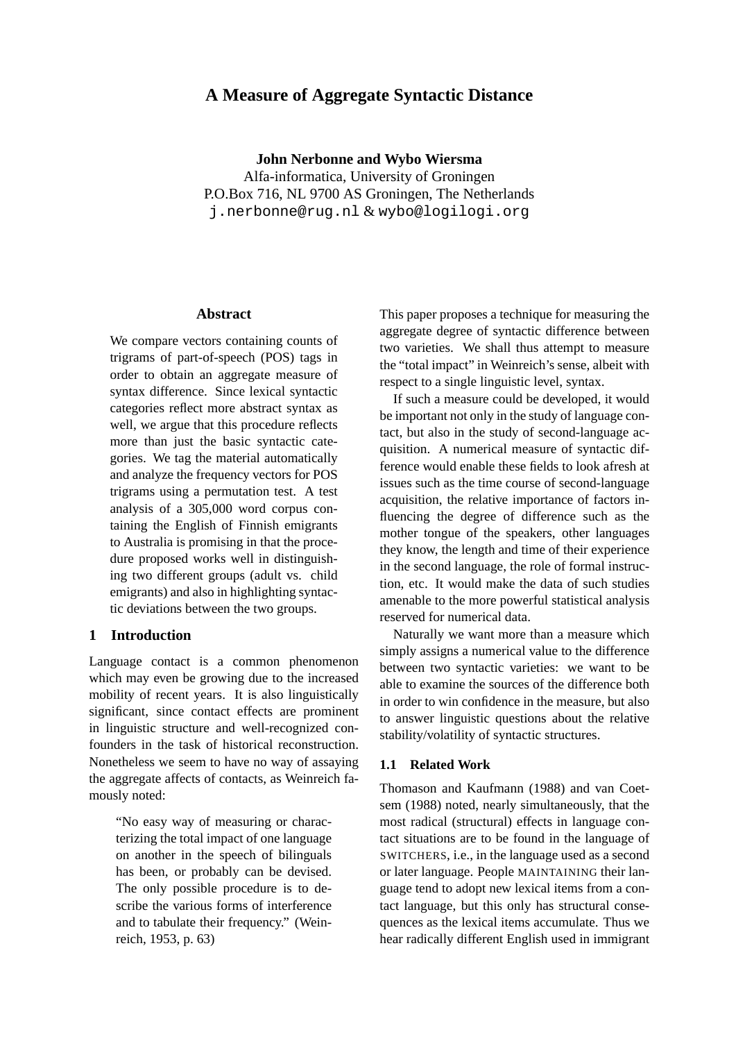# A Measure of Aggregate Syntactic Distance

**John Nerbonne and Wybo Wiersma**
Alfa-informatica, University of Groningen
P.O.Box 716, NL 9700 AS Groningen, The Netherlands
j.nerbonne@rug.nl & wybo@logilogi.org

## Abstract

We compare vectors containing counts of trigrams of part-of-speech (POS) tags in order to obtain an aggregate measure of syntax difference. Since lexical syntactic categories reflect more abstract syntax as well, we argue that this procedure reflects more than just the basic syntactic categories. We tag the material automatically and analyze the frequency vectors for POS trigrams using a permutation test. A test analysis of a 305,000 word corpus containing the English of Finnish emigrants to Australia is promising in that the procedure proposed works well in distinguishing two different groups (adult vs. child emigrants) and also in highlighting syntactic deviations between the two groups.

## 1 Introduction

Language contact is a common phenomenon which may even be growing due to the increased mobility of recent years. It is also linguistically significant, since contact effects are prominent in linguistic structure and well-recognized confounders in the task of historical reconstruction. Nonetheless we seem to have no way of assaying the aggregate affects of contacts, as Weinreich famously noted:

> "No easy way of measuring or characterizing the total impact of one language on another in the speech of bilinguals has been, or probably can be devised. The only possible procedure is to describe the various forms of interference and to tabulate their frequency." (Weinreich, 1953, p. 63)

This paper proposes a technique for measuring the aggregate degree of syntactic difference between two varieties. We shall thus attempt to measure the "total impact" in Weinreich's sense, albeit with respect to a single linguistic level, syntax.

If such a measure could be developed, it would be important not only in the study of language contact, but also in the study of second-language acquisition. A numerical measure of syntactic difference would enable these fields to look afresh at issues such as the time course of second-language acquisition, the relative importance of factors influencing the degree of difference such as the mother tongue of the speakers, other languages they know, the length and time of their experience in the second language, the role of formal instruction, etc. It would make the data of such studies amenable to the more powerful statistical analysis reserved for numerical data.

Naturally we want more than a measure which simply assigns a numerical value to the difference between two syntactic varieties: we want to be able to examine the sources of the difference both in order to win confidence in the measure, but also to answer linguistic questions about the relative stability/volatility of syntactic structures.

### 1.1 Related Work

Thomason and Kaufmann (1988) and van Coetsem (1988) noted, nearly simultaneously, that the most radical (structural) effects in language contact situations are to be found in the language of SWITCHERS, i.e., in the language used as a second or later language. People MAINTAINING their language tend to adopt new lexical items from a contact language, but this only has structural consequences as the lexical items accumulate. Thus we hear radically different English used in immigrant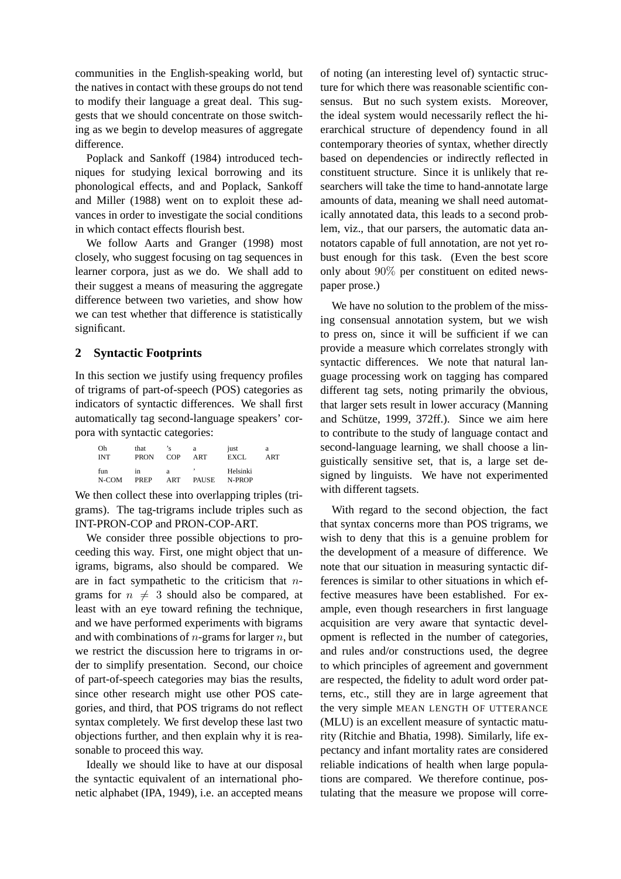communities in the English-speaking world, but the natives in contact with these groups do not tend to modify their language a great deal. This suggests that we should concentrate on those switching as we begin to develop measures of aggregate difference.

Poplack and Sankoff (1984) introduced techniques for studying lexical borrowing and its phonological effects, and and Poplack, Sankoff and Miller (1988) went on to exploit these advances in order to investigate the social conditions in which contact effects flourish best.

We follow Aarts and Granger (1998) most closely, who suggest focusing on tag sequences in learner corpora, just as we do. We shall add to their suggest a means of measuring the aggregate difference between two varieties, and show how we can test whether that difference is statistically significant.

## 2 Syntactic Footprints

In this section we justify using frequency profiles of trigrams of part-of-speech (POS) categories as indicators of syntactic differences. We shall first automatically tag second-language speakers' corpora with syntactic categories:

| Oh | that | 's | a | just | a |
|---|---|---|---|---|---|
| INT | PRON | COP | ART | EXCL | ART |
| fun | in | a | , | Helsinki | |
| N-COM | PREP | ART | PAUSE | N-PROP | |

We then collect these into overlapping triples (trigrams). The tag-trigrams include triples such as INT-PRON-COP and PRON-COP-ART.

We consider three possible objections to proceeding this way. First, one might object that unigrams, bigrams, also should be compared. We are in fact sympathetic to the criticism that $n$-grams for $n \neq 3$ should also be compared, at least with an eye toward refining the technique, and we have performed experiments with bigrams and with combinations of $n$-grams for larger $n$, but we restrict the discussion here to trigrams in order to simplify presentation. Second, our choice of part-of-speech categories may bias the results, since other research might use other POS categories, and third, that POS trigrams do not reflect syntax completely. We first develop these last two objections further, and then explain why it is reasonable to proceed this way.

Ideally we should like to have at our disposal the syntactic equivalent of an international phonetic alphabet (IPA, 1949), i.e. an accepted means of noting (an interesting level of) syntactic structure for which there was reasonable scientific consensus. But no such system exists. Moreover, the ideal system would necessarily reflect the hierarchical structure of dependency found in all contemporary theories of syntax, whether directly based on dependencies or indirectly reflected in constituent structure. Since it is unlikely that researchers will take the time to hand-annotate large amounts of data, meaning we shall need automatically annotated data, this leads to a second problem, viz., that our parsers, the automatic data annotators capable of full annotation, are not yet robust enough for this task. (Even the best score only about 90% per constituent on edited newspaper prose.)

We have no solution to the problem of the missing consensual annotation system, but we wish to press on, since it will be sufficient if we can provide a measure which correlates strongly with syntactic differences. We note that natural language processing work on tagging has compared different tag sets, noting primarily the obvious, that larger sets result in lower accuracy (Manning and Schütze, 1999, 372ff.). Since we aim here to contribute to the study of language contact and second-language learning, we shall choose a linguistically sensitive set, that is, a large set designed by linguists. We have not experimented with different tagsets.

With regard to the second objection, the fact that syntax concerns more than POS trigrams, we wish to deny that this is a genuine problem for the development of a measure of difference. We note that our situation in measuring syntactic differences is similar to other situations in which effective measures have been established. For example, even though researchers in first language acquisition are very aware that syntactic development is reflected in the number of categories, and rules and/or constructions used, the degree to which principles of agreement and government are respected, the fidelity to adult word order patterns, etc., still they are in large agreement that the very simple MEAN LENGTH OF UTTERANCE (MLU) is an excellent measure of syntactic maturity (Ritchie and Bhatia, 1998). Similarly, life expectancy and infant mortality rates are considered reliable indications of health when large populations are compared. We therefore continue, postulating that the measure we propose will corre-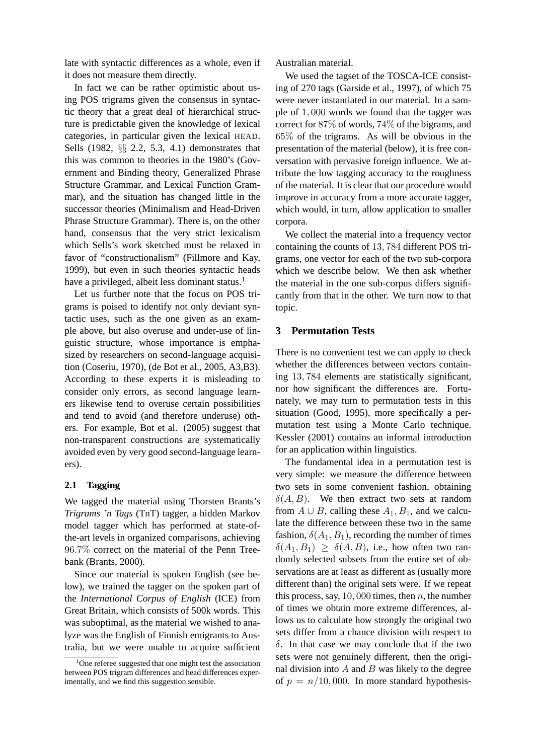late with syntactic differences as a whole, even if it does not measure them directly.

In fact we can be rather optimistic about using POS trigrams given the consensus in syntactic theory that a great deal of hierarchical structure is predictable given the knowledge of lexical categories, in particular given the lexical HEAD. Sells (1982, §§ 2.2, 5.3, 4.1) demonstrates that this was common to theories in the 1980's (Government and Binding theory, Generalized Phrase Structure Grammar, and Lexical Function Grammar), and the situation has changed little in the successor theories (Minimalism and Head-Driven Phrase Structure Grammar). There is, on the other hand, consensus that the very strict lexicalism which Sells's work sketched must be relaxed in favor of "constructionalism" (Fillmore and Kay, 1999), but even in such theories syntactic heads have a privileged, albeit less dominant status.[1]

Let us further note that the focus on POS trigrams is poised to identify not only deviant syntactic uses, such as the one given as an example above, but also overuse and under-use of linguistic structure, whose importance is emphasized by researchers on second-language acquisition (Coseriu, 1970), (de Bot et al., 2005, A3,B3). According to these experts it is misleading to consider only errors, as second language learners likewise tend to overuse certain possibilities and tend to avoid (and therefore underuse) others. For example, Bot et al. (2005) suggest that non-transparent constructions are systematically avoided even by very good second-language learners).

### 2.1 Tagging

We tagged the material using Thorsten Brants's *Trigrams 'n Tags* (TnT) tagger, a hidden Markov model tagger which has performed at state-of-the-art levels in organized comparisons, achieving $96.7\%$ correct on the material of the Penn Treebank (Brants, 2000).

Since our material is spoken English (see below), we trained the tagger on the spoken part of the *International Corpus of English* (ICE) from Great Britain, which consists of 500k words. This was suboptimal, as the material we wished to analyze was the English of Finnish emigrants to Australia, but we were unable to acquire sufficient Australian material.

We used the tagset of the TOSCA-ICE consisting of 270 tags (Garside et al., 1997), of which 75 were never instantiated in our material. In a sample of $1,000$ words we found that the tagger was correct for $87\%$ of words, $74\%$ of the bigrams, and $65\%$ of the trigrams. As will be obvious in the presentation of the material (below), it is free conversation with pervasive foreign influence. We attribute the low tagging accuracy to the roughness of the material. It is clear that our procedure would improve in accuracy from a more accurate tagger, which would, in turn, allow application to smaller corpora.

We collect the material into a frequency vector containing the counts of $13,784$ different POS trigrams, one vector for each of the two sub-corpora which we describe below. We then ask whether the material in the one sub-corpus differs significantly from that in the other. We turn now to that topic.

## 3 Permutation Tests

There is no convenient test we can apply to check whether the differences between vectors containing $13,784$ elements are statistically significant, nor how significant the differences are. Fortunately, we may turn to permutation tests in this situation (Good, 1995), more specifically a permutation test using a Monte Carlo technique. Kessler (2001) contains an informal introduction for an application within linguistics.

The fundamental idea in a permutation test is very simple: we measure the difference between two sets in some convenient fashion, obtaining $\delta(A, B)$. We then extract two sets at random from $A \cup B$, calling these $A_1, B_1$, and we calculate the difference between these two in the same fashion, $\delta(A_1, B_1)$, recording the number of times $\delta(A_1, B_1) \geq \delta(A, B)$, i.e., how often two randomly selected subsets from the entire set of observations are at least as different as (usually more different than) the original sets were. If we repeat this process, say, $10,000$ times, then $n$, the number of times we obtain more extreme differences, allows us to calculate how strongly the original two sets differ from a chance division with respect to $\delta$. In that case we may conclude that if the two sets were not genuinely different, then the original division into $A$ and $B$ was likely to the degree of $p = n/10,000$. In more standard hypothesis-

[1] One referee suggested that one might test the association between POS trigram differences and head differences experimentally, and we find this suggestion sensible.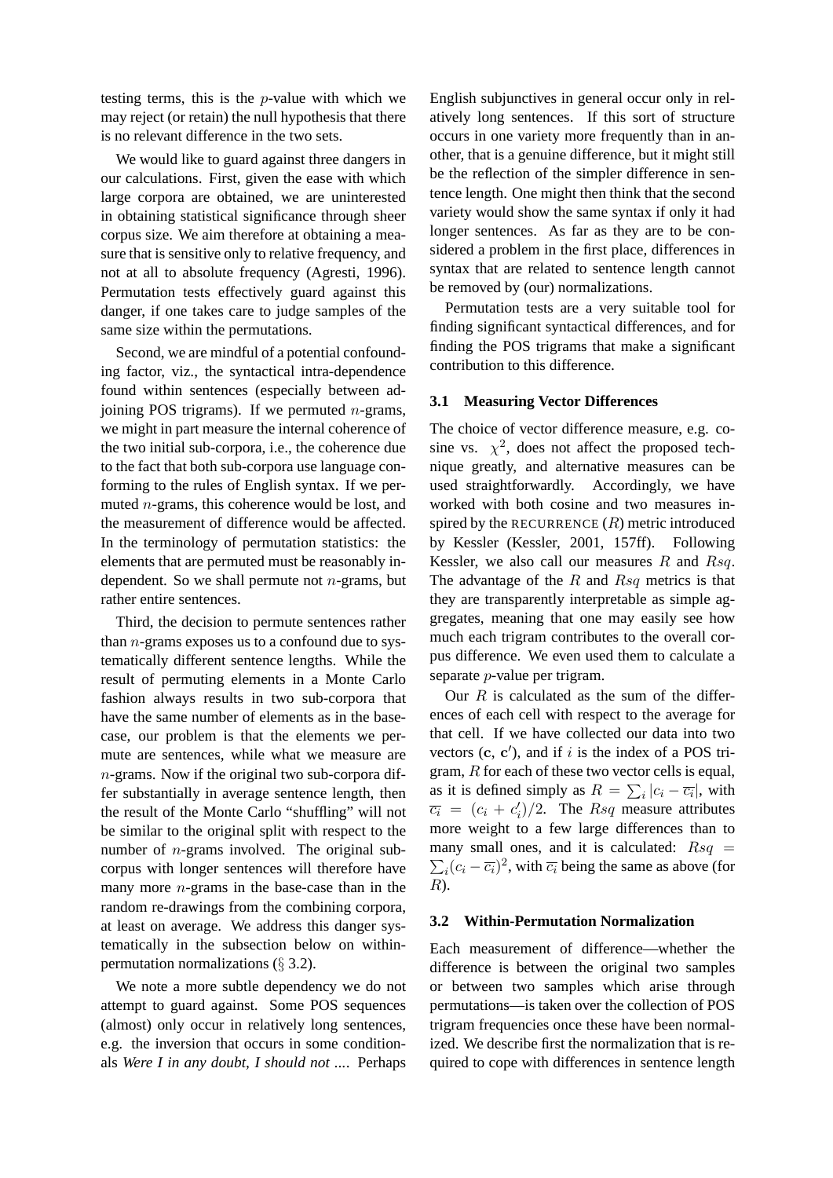testing terms, this is the $p$-value with which we may reject (or retain) the null hypothesis that there is no relevant difference in the two sets.

We would like to guard against three dangers in our calculations. First, given the ease with which large corpora are obtained, we are uninterested in obtaining statistical significance through sheer corpus size. We aim therefore at obtaining a measure that is sensitive only to relative frequency, and not at all to absolute frequency (Agresti, 1996). Permutation tests effectively guard against this danger, if one takes care to judge samples of the same size within the permutations.

Second, we are mindful of a potential confounding factor, viz., the syntactical intra-dependence found within sentences (especially between adjoining POS trigrams). If we permuted $n$-grams, we might in part measure the internal coherence of the two initial sub-corpora, i.e., the coherence due to the fact that both sub-corpora use language conforming to the rules of English syntax. If we permuted $n$-grams, this coherence would be lost, and the measurement of difference would be affected. In the terminology of permutation statistics: the elements that are permuted must be reasonably independent. So we shall permute not $n$-grams, but rather entire sentences.

Third, the decision to permute sentences rather than $n$-grams exposes us to a confound due to systematically different sentence lengths. While the result of permuting elements in a Monte Carlo fashion always results in two sub-corpora that have the same number of elements as in the base-case, our problem is that the elements we permute are sentences, while what we measure are $n$-grams. Now if the original two sub-corpora differ substantially in average sentence length, then the result of the Monte Carlo "shuffling" will not be similar to the original split with respect to the number of $n$-grams involved. The original sub-corpus with longer sentences will therefore have many more $n$-grams in the base-case than in the random re-drawings from the combining corpora, at least on average. We address this danger systematically in the subsection below on within-permutation normalizations (§ 3.2).

We note a more subtle dependency we do not attempt to guard against. Some POS sequences (almost) only occur in relatively long sentences, e.g. the inversion that occurs in some conditionals *Were I in any doubt, I should not ...*. Perhaps English subjunctives in general occur only in relatively long sentences. If this sort of structure occurs in one variety more frequently than in another, that is a genuine difference, but it might still be the reflection of the simpler difference in sentence length. One might then think that the second variety would show the same syntax if only it had longer sentences. As far as they are to be considered a problem in the first place, differences in syntax that are related to sentence length cannot be removed by (our) normalizations.

Permutation tests are a very suitable tool for finding significant syntactical differences, and for finding the POS trigrams that make a significant contribution to this difference.

### 3.1 Measuring Vector Differences

The choice of vector difference measure, e.g. cosine vs. $\chi^2$, does not affect the proposed technique greatly, and alternative measures can be used straightforwardly. Accordingly, we have worked with both cosine and two measures inspired by the RECURRENCE ($R$) metric introduced by Kessler (Kessler, 2001, 157ff). Following Kessler, we also call our measures $R$ and $Rsq$. The advantage of the $R$ and $Rsq$ metrics is that they are transparently interpretable as simple aggregates, meaning that one may easily see how much each trigram contributes to the overall corpus difference. We even used them to calculate a separate $p$-value per trigram.

Our $R$ is calculated as the sum of the differences of each cell with respect to the average for that cell. If we have collected our data into two vectors ($\mathbf{c}$, $\mathbf{c}'$), and if $i$ is the index of a POS trigram, $R$ for each of these two vector cells is equal, as it is defined simply as $R = \sum_i |c_i - \overline{c_i}|$, with $\overline{c_i} = (c_i + c'_i)/2$. The $Rsq$ measure attributes more weight to a few large differences than to many small ones, and it is calculated: $Rsq = \sum_i (c_i - \overline{c_i})^2$, with $\overline{c_i}$ being the same as above (for $R$).

### 3.2 Within-Permutation Normalization

Each measurement of difference—whether the difference is between the original two samples or between two samples which arise through permutations—is taken over the collection of POS trigram frequencies once these have been normalized. We describe first the normalization that is required to cope with differences in sentence length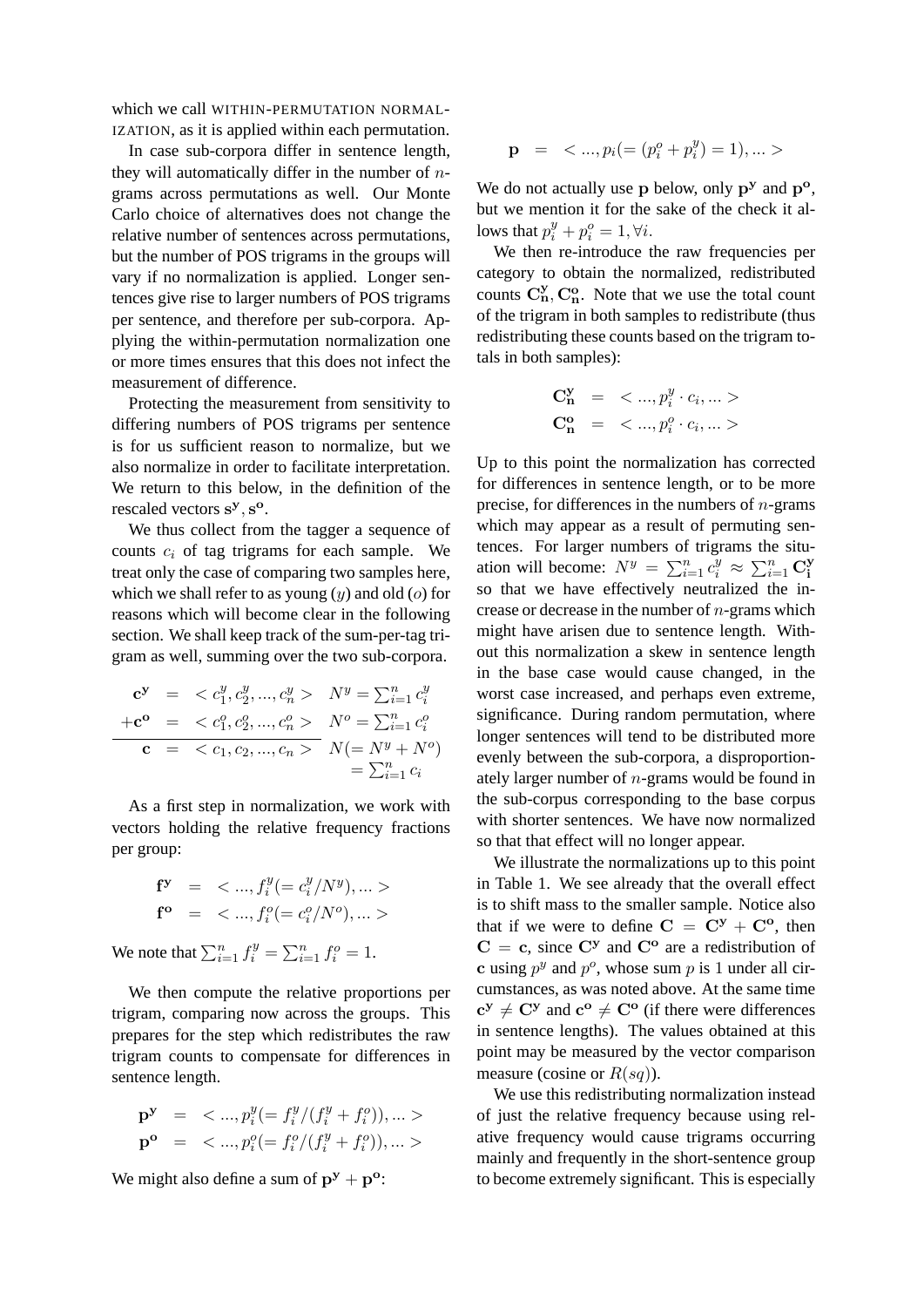which we call WITHIN-PERMUTATION NORMALIZATION, as it is applied within each permutation.

In case sub-corpora differ in sentence length, they will automatically differ in the number of $n$-grams across permutations as well. Our Monte Carlo choice of alternatives does not change the relative number of sentences across permutations, but the number of POS trigrams in the groups will vary if no normalization is applied. Longer sentences give rise to larger numbers of POS trigrams per sentence, and therefore per sub-corpora. Applying the within-permutation normalization one or more times ensures that this does not infect the measurement of difference.

Protecting the measurement from sensitivity to differing numbers of POS trigrams per sentence is for us sufficient reason to normalize, but we also normalize in order to facilitate interpretation. We return to this below, in the definition of the rescaled vectors $\mathbf{s^y}, \mathbf{s^o}$.

We thus collect from the tagger a sequence of counts $c_i$ of tag trigrams for each sample. We treat only the case of comparing two samples here, which we shall refer to as young ($y$) and old ($o$) for reasons which will become clear in the following section. We shall keep track of the sum-per-tag trigram as well, summing over the two sub-corpora.

$$
\begin{array}{rcll}
\mathbf{c^y} & = & < c^y_1, c^y_2, ..., c^y_n > & N^y = \sum_{i=1}^n c^y_i \\
+\mathbf{c^o} & = & < c^o_1, c^o_2, ..., c^o_n > & N^o = \sum_{i=1}^n c^o_i \\
\hline
\mathbf{c} & = & < c_1, c_2, ..., c_n > & N (= N^y + N^o) \\
 & & & = \sum_{i=1}^n c_i
\end{array}
$$

As a first step in normalization, we work with vectors holding the relative frequency fractions per group:

$$
\begin{array}{rcl}
\mathbf{f^y} & = & < ..., f^y_i (= c^y_i / N^y), ... > \\
\mathbf{f^o} & = & < ..., f^o_i (= c^o_i / N^o), ... >
\end{array}
$$

We note that $\sum_{i=1}^n f^y_i = \sum_{i=1}^n f^o_i = 1$.

We then compute the relative proportions per trigram, comparing now across the groups. This prepares for the step which redistributes the raw trigram counts to compensate for differences in sentence length.

$$
\begin{array}{rcl}
\mathbf{p^y} & = & < ..., p^y_i (= f^y_i / (f^y_i + f^o_i)), ... > \\
\mathbf{p^o} & = & < ..., p^o_i (= f^o_i / (f^y_i + f^o_i)), ... >
\end{array}
$$

We might also define a sum of $\mathbf{p^y} + \mathbf{p^o}$:

$$
\mathbf{p} \quad = \quad < ..., p_i (= (p^o_i + p^y_i) = 1), ... >
$$

We do not actually use $\mathbf{p}$ below, only $\mathbf{p^y}$ and $\mathbf{p^o}$, but we mention it for the sake of the check it allows that $p^y_i + p^o_i = 1, \forall i$.

We then re-introduce the raw frequencies per category to obtain the normalized, redistributed counts $\mathbf{C^y_n}, \mathbf{C^o_n}$. Note that we use the total count of the trigram in both samples to redistribute (thus redistributing these counts based on the trigram totals in both samples):

$$
\begin{array}{rcl}
\mathbf{C^y_n} & = & < ..., p^y_i \cdot c_i, ... > \\
\mathbf{C^o_n} & = & < ..., p^o_i \cdot c_i, ... >
\end{array}
$$

Up to this point the normalization has corrected for differences in sentence length, or to be more precise, for differences in the numbers of $n$-grams which may appear as a result of permuting sentences. For larger numbers of trigrams the situation will become: $N^y = \sum_{i=1}^n c^y_i \approx \sum_{i=1}^n \mathbf{C^y_i}$ so that we have effectively neutralized the increase or decrease in the number of $n$-grams which might have arisen due to sentence length. Without this normalization a skew in sentence length in the base case would cause changed, in the worst case increased, and perhaps even extreme, significance. During random permutation, where longer sentences will tend to be distributed more evenly between the sub-corpora, a disproportionately larger number of $n$-grams would be found in the sub-corpus corresponding to the base corpus with shorter sentences. We have now normalized so that that effect will no longer appear.

We illustrate the normalizations up to this point in Table 1. We see already that the overall effect is to shift mass to the smaller sample. Notice also that if we were to define $\mathbf{C} = \mathbf{C^y} + \mathbf{C^o}$, then $\mathbf{C} = \mathbf{c}$, since $\mathbf{C^y}$ and $\mathbf{C^o}$ are a redistribution of $\mathbf{c}$ using $p^y$ and $p^o$, whose sum $p$ is 1 under all circumstances, as was noted above. At the same time $\mathbf{c^y} \neq \mathbf{C^y}$ and $\mathbf{c^o} \neq \mathbf{C^o}$ (if there were differences in sentence lengths). The values obtained at this point may be measured by the vector comparison measure (cosine or $R(sq)$).

We use this redistributing normalization instead of just the relative frequency because using relative frequency would cause trigrams occurring mainly and frequently in the short-sentence group to become extremely significant. This is especially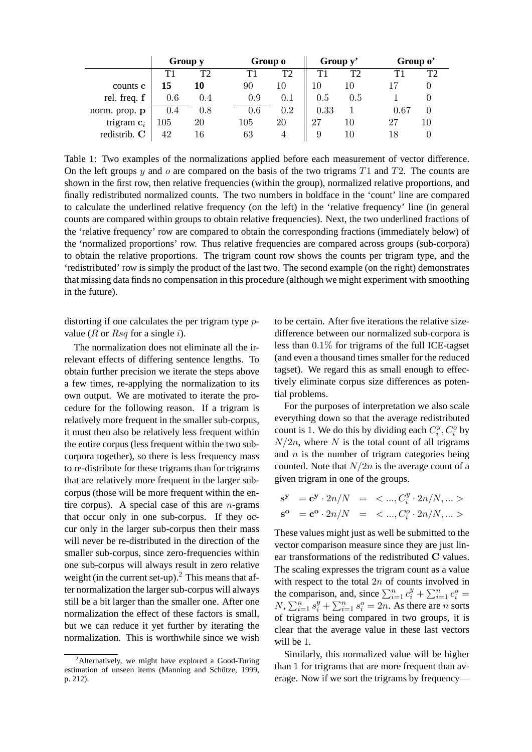| | Group y | | Group o | | Group y' | | Group o' | |
|---|---|---|---|---|---|---|---|---|
| | T1 | T2 | T1 | T2 | T1 | T2 | T1 | T2 |
| counts $\mathbf{c}$ | **15** | **10** | 90 | 10 | 10 | 10 | 17 | 0 |
| rel. freq. $\mathbf{f}$ | 0.6 | 0.4 | 0.9 | 0.1 | 0.5 | 0.5 | 1 | 0 |
| norm. prop. $\mathbf{p}$ | 0.4 | 0.8 | 0.6 | 0.2 | 0.33 | 1 | 0.67 | 0 |
| trigram $\mathbf{c}_i$ | 105 | 20 | 105 | 20 | 27 | 10 | 27 | 10 |
| redistrib. $\mathbf{C}$ | 42 | 16 | 63 | 4 | 9 | 10 | 18 | 0 |

Table 1: Two examples of the normalizations applied before each measurement of vector difference. On the left groups $y$ and $o$ are compared on the basis of the two trigrams $T1$ and $T2$. The counts are shown in the first row, then relative frequencies (within the group), normalized relative proportions, and finally redistributed normalized counts. The two numbers in boldface in the 'count' line are compared to calculate the underlined relative frequency (on the left) in the 'relative frequency' line (in general counts are compared within groups to obtain relative frequencies). Next, the two underlined fractions of the 'relative frequency' row are compared to obtain the corresponding fractions (immediately below) of the 'normalized proportions' row. Thus relative frequencies are compared across groups (sub-corpora) to obtain the relative proportions. The trigram count row shows the counts per trigram type, and the 'redistributed' row is simply the product of the last two. The second example (on the right) demonstrates that missing data finds no compensation in this procedure (although we might experiment with smoothing in the future).

distorting if one calculates the per trigram type $p$-value ($R$ or $Rsq$ for a single $i$).

The normalization does not eliminate all the irrelevant effects of differing sentence lengths. To obtain further precision we iterate the steps above a few times, re-applying the normalization to its own output. We are motivated to iterate the procedure for the following reason. If a trigram is relatively more frequent in the smaller sub-corpus, it must then also be relatively less frequent within the entire corpus (less frequent within the two sub-corpora together), so there is less frequency mass to re-distribute for these trigrams than for trigrams that are relatively more frequent in the larger sub-corpus (those will be more frequent within the entire corpus). A special case of this are $n$-grams that occur only in one sub-corpus. If they occur only in the larger sub-corpus then their mass will never be re-distributed in the direction of the smaller sub-corpus, since zero-frequencies within one sub-corpus will always result in zero relative weight (in the current set-up).[2] This means that after normalization the larger sub-corpus will always still be a bit larger than the smaller one. After one normalization the effect of these factors is small, but we can reduce it yet further by iterating the normalization. This is worthwhile since we wish to be certain. After five iterations the relative size-difference between our normalized sub-corpora is less than $0.1\%$ for trigrams of the full ICE-tagset (and even a thousand times smaller for the reduced tagset). We regard this as small enough to effectively eliminate corpus size differences as potential problems.

For the purposes of interpretation we also scale everything down so that the average redistributed count is 1. We do this by dividing each $C_i^y, C_i^o$ by $N/2n$, where $N$ is the total count of all trigrams and $n$ is the number of trigram categories being counted. Note that $N/2n$ is the average count of a given trigram in one of the groups.

$$\mathbf{s^y} = \mathbf{c^y} \cdot 2n/N = <..., C_i^y \cdot 2n/N, ...>$$
$$\mathbf{s^o} = \mathbf{c^o} \cdot 2n/N = <..., C_i^o \cdot 2n/N, ...>$$

These values might just as well be submitted to the vector comparison measure since they are just linear transformations of the redistributed $\mathbf{C}$ values. The scaling expresses the trigram count as a value with respect to the total $2n$ of counts involved in the comparison, and, since $\sum_{i=1}^n c_i^y + \sum_{i=1}^n c_i^o = N$, $\sum_{i=1}^n s_i^y + \sum_{i=1}^n s_i^o = 2n$. As there are $n$ sorts of trigrams being compared in two groups, it is clear that the average value in these last vectors will be 1.

Similarly, this normalized value will be higher than 1 for trigrams that are more frequent than average. Now if we sort the trigrams by frequency—

[2] Alternatively, we might have explored a Good-Turing estimation of unseen items (Manning and Schütze, 1999, p. 212).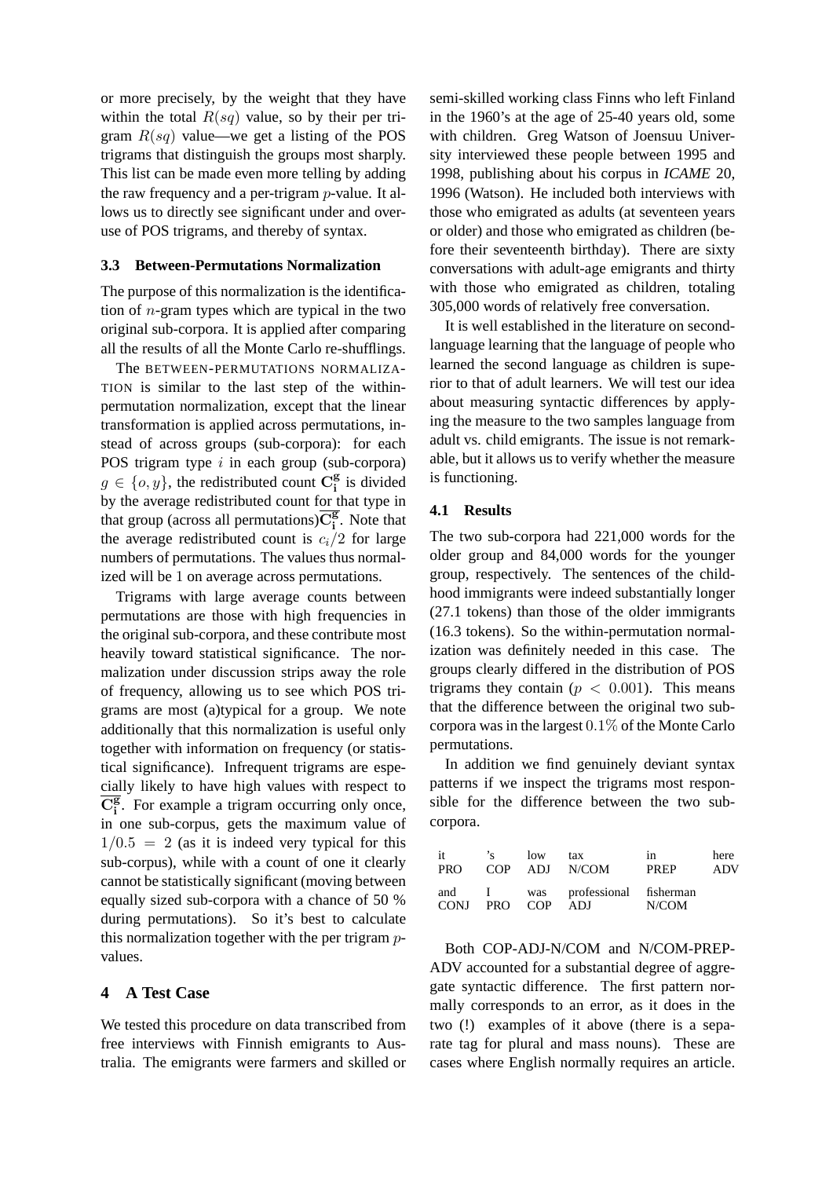or more precisely, by the weight that they have within the total $R(sq)$ value, so by their per trigram $R(sq)$ value—we get a listing of the POS trigrams that distinguish the groups most sharply. This list can be made even more telling by adding the raw frequency and a per-trigram $p$-value. It allows us to directly see significant under and overuse of POS trigrams, and thereby of syntax.

### 3.3 Between-Permutations Normalization

The purpose of this normalization is the identification of $n$-gram types which are typical in the two original sub-corpora. It is applied after comparing all the results of all the Monte Carlo re-shufflings.

The BETWEEN-PERMUTATIONS NORMALIZATION is similar to the last step of the within-permutation normalization, except that the linear transformation is applied across permutations, instead of across groups (sub-corpora): for each POS trigram type $i$ in each group (sub-corpora) $g \in \{o, y\}$, the redistributed count $\mathbf{C_i^g}$ is divided by the average redistributed count for that type in that group (across all permutations) $\overline{\mathbf{C_i^g}}$. Note that the average redistributed count is $c_i/2$ for large numbers of permutations. The values thus normalized will be 1 on average across permutations.

Trigrams with large average counts between permutations are those with high frequencies in the original sub-corpora, and these contribute most heavily toward statistical significance. The normalization under discussion strips away the role of frequency, allowing us to see which POS trigrams are most (a)typical for a group. We note additionally that this normalization is useful only together with information on frequency (or statistical significance). Infrequent trigrams are especially likely to have high values with respect to $\overline{\mathbf{C_i^g}}$. For example a trigram occurring only once, in one sub-corpus, gets the maximum value of $1/0.5 = 2$ (as it is indeed very typical for this sub-corpus), while with a count of one it clearly cannot be statistically significant (moving between equally sized sub-corpora with a chance of 50 % during permutations). So it's best to calculate this normalization together with the per trigram $p$-values.

## 4 A Test Case

We tested this procedure on data transcribed from free interviews with Finnish emigrants to Australia. The emigrants were farmers and skilled or semi-skilled working class Finns who left Finland in the 1960's at the age of 25-40 years old, some with children. Greg Watson of Joensuu University interviewed these people between 1995 and 1998, publishing about his corpus in *ICAME* 20, 1996 (Watson). He included both interviews with those who emigrated as adults (at seventeen years or older) and those who emigrated as children (before their seventeenth birthday). There are sixty conversations with adult-age emigrants and thirty with those who emigrated as children, totaling 305,000 words of relatively free conversation.

It is well established in the literature on second-language learning that the language of people who learned the second language as children is superior to that of adult learners. We will test our idea about measuring syntactic differences by applying the measure to the two samples language from adult vs. child emigrants. The issue is not remarkable, but it allows us to verify whether the measure is functioning.

### 4.1 Results

The two sub-corpora had 221,000 words for the older group and 84,000 words for the younger group, respectively. The sentences of the childhood immigrants were indeed substantially longer (27.1 tokens) than those of the older immigrants (16.3 tokens). So the within-permutation normalization was definitely needed in this case. The groups clearly differed in the distribution of POS trigrams they contain ($p < 0.001$). This means that the difference between the original two sub-corpora was in the largest $0.1\%$ of the Monte Carlo permutations.

In addition we find genuinely deviant syntax patterns if we inspect the trigrams most responsible for the difference between the two sub-corpora.

| it | 's | low | tax | in | here |
|---|---|---|---|---|---|
| PRO | COP | ADJ | N/COM | PREP | ADV |
| and | I | was | professional | fisherman | |
| CONJ | PRO | COP | ADJ | N/COM | |

Both COP-ADJ-N/COM and N/COM-PREP-ADV accounted for a substantial degree of aggregate syntactic difference. The first pattern normally corresponds to an error, as it does in the two (!) examples of it above (there is a separate tag for plural and mass nouns). These are cases where English normally requires an article.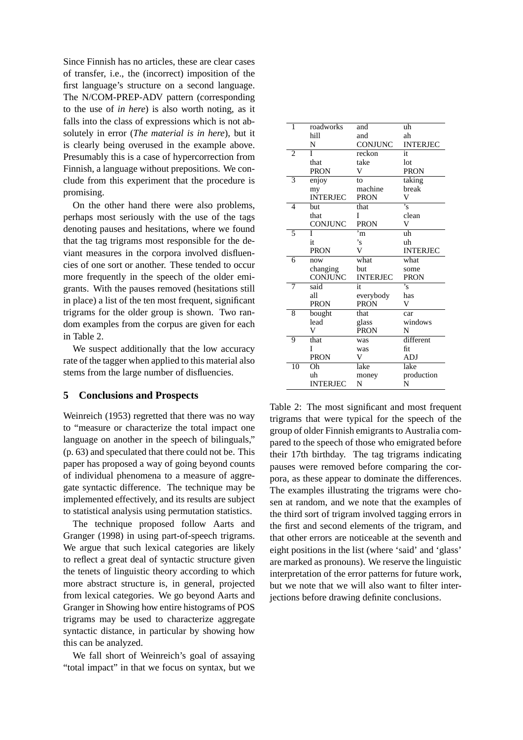Since Finnish has no articles, these are clear cases of transfer, i.e., the (incorrect) imposition of the first language's structure on a second language. The N/COM-PREP-ADV pattern (corresponding to the use of *in here*) is also worth noting, as it falls into the class of expressions which is not absolutely in error (*The material is in here*), but it is clearly being overused in the example above. Presumably this is a case of hypercorrection from Finnish, a language without prepositions. We conclude from this experiment that the procedure is promising.

On the other hand there were also problems, perhaps most seriously with the use of the tags denoting pauses and hesitations, where we found that the tag trigrams most responsible for the deviant measures in the corpora involved disfluencies of one sort or another. These tended to occur more frequently in the speech of the older emigrants. With the pauses removed (hesitations still in place) a list of the ten most frequent, significant trigrams for the older group is shown. Two random examples from the corpus are given for each in Table 2.

We suspect additionally that the low accuracy rate of the tagger when applied to this material also stems from the large number of disfluencies.

| | | | |
|---|---|---|---|
| 1 | roadworks | and | uh |
| | hill | and | ah |
| | N | CONJUNC | INTERJEC |
| 2 | I | reckon | it |
| | that | take | lot |
| | PRON | V | PRON |
| 3 | enjoy | to | taking |
| | my | machine | break |
| | INTERJEC | PRON | V |
| 4 | but | that | 's |
| | that | I | clean |
| | CONJUNC | PRON | V |
| 5 | I | 'm | uh |
| | it | 's | uh |
| | PRON | V | INTERJEC |
| 6 | now | what | what |
| | changing | but | some |
| | CONJUNC | INTERJEC | PRON |
| 7 | said | it | 's |
| | all | everybody | has |
| | PRON | PRON | V |
| 8 | bought | that | car |
| | lead | glass | windows |
| | V | PRON | N |
| 9 | that | was | different |
| | I | was | fit |
| | PRON | V | ADJ |
| 10 | Oh | lake | lake |
| | uh | money | production |
| | INTERJEC | N | N |

Table 2: The most significant and most frequent trigrams that were typical for the speech of the group of older Finnish emigrants to Australia compared to the speech of those who emigrated before their 17th birthday. The tag trigrams indicating pauses were removed before comparing the corpora, as these appear to dominate the differences. The examples illustrating the trigrams were chosen at random, and we note that the examples of the third sort of trigram involved tagging errors in the first and second elements of the trigram, and that other errors are noticeable at the seventh and eight positions in the list (where 'said' and 'glass' are marked as pronouns). We reserve the linguistic interpretation of the error patterns for future work, but we note that we will also want to filter interjections before drawing definite conclusions.

## 5 Conclusions and Prospects

Weinreich (1953) regretted that there was no way to "measure or characterize the total impact one language on another in the speech of bilinguals," (p. 63) and speculated that there could not be. This paper has proposed a way of going beyond counts of individual phenomena to a measure of aggregate syntactic difference. The technique may be implemented effectively, and its results are subject to statistical analysis using permutation statistics.

The technique proposed follow Aarts and Granger (1998) in using part-of-speech trigrams. We argue that such lexical categories are likely to reflect a great deal of syntactic structure given the tenets of linguistic theory according to which more abstract structure is, in general, projected from lexical categories. We go beyond Aarts and Granger in Showing how entire histograms of POS trigrams may be used to characterize aggregate syntactic distance, in particular by showing how this can be analyzed.

We fall short of Weinreich's goal of assaying "total impact" in that we focus on syntax, but we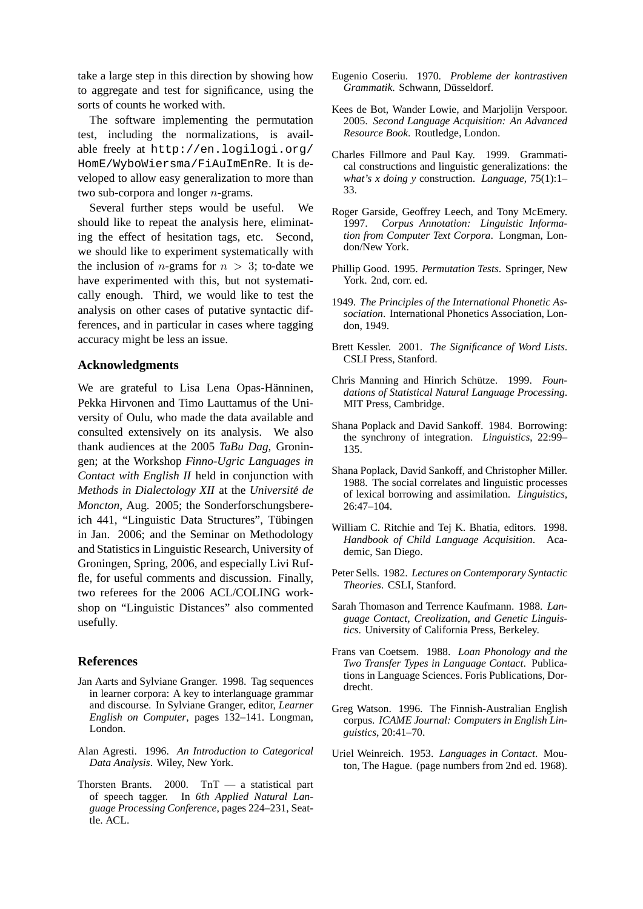take a large step in this direction by showing how to aggregate and test for significance, using the sorts of counts he worked with.

The software implementing the permutation test, including the normalizations, is available freely at http://en.logilogi.org/HomE/WyboWiersma/FiAuImEnRe. It is developed to allow easy generalization to more than two sub-corpora and longer $n$-grams.

Several further steps would be useful. We should like to repeat the analysis here, eliminating the effect of hesitation tags, etc. Second, we should like to experiment systematically with the inclusion of $n$-grams for $n > 3$; to-date we have experimented with this, but not systematically enough. Third, we would like to test the analysis on other cases of putative syntactic differences, and in particular in cases where tagging accuracy might be less an issue.

## Acknowledgments

We are grateful to Lisa Lena Opas-Hänninen, Pekka Hirvonen and Timo Lauttamus of the University of Oulu, who made the data available and consulted extensively on its analysis. We also thank audiences at the 2005 *TaBu Dag*, Groningen; at the Workshop *Finno-Ugric Languages in Contact with English II* held in conjunction with *Methods in Dialectology XII* at the *Université de Moncton*, Aug. 2005; the Sonderforschungsbereich 441, "Linguistic Data Structures", Tübingen in Jan. 2006; and the Seminar on Methodology and Statistics in Linguistic Research, University of Groningen, Spring, 2006, and especially Livi Ruffle, for useful comments and discussion. Finally, two referees for the 2006 ACL/COLING workshop on "Linguistic Distances" also commented usefully.

## References

Jan Aarts and Sylviane Granger. 1998. Tag sequences in learner corpora: A key to interlanguage grammar and discourse. In Sylviane Granger, editor, *Learner English on Computer*, pages 132–141. Longman, London.

Alan Agresti. 1996. *An Introduction to Categorical Data Analysis*. Wiley, New York.

Thorsten Brants. 2000. TnT — a statistical part of speech tagger. In *6th Applied Natural Language Processing Conference*, pages 224–231, Seattle. ACL.

Eugenio Coseriu. 1970. *Probleme der kontrastiven Grammatik*. Schwann, Düsseldorf.

Kees de Bot, Wander Lowie, and Marjolijn Verspoor. 2005. *Second Language Acquisition: An Advanced Resource Book*. Routledge, London.

Charles Fillmore and Paul Kay. 1999. Grammatical constructions and linguistic generalizations: the *what's x doing y* construction. *Language*, 75(1):1–33.

Roger Garside, Geoffrey Leech, and Tony McEmery. 1997. *Corpus Annotation: Linguistic Information from Computer Text Corpora*. Longman, London/New York.

Phillip Good. 1995. *Permutation Tests*. Springer, New York. 2nd, corr. ed.

1949. *The Principles of the International Phonetic Association*. International Phonetics Association, London, 1949.

Brett Kessler. 2001. *The Significance of Word Lists*. CSLI Press, Stanford.

Chris Manning and Hinrich Schütze. 1999. *Foundations of Statistical Natural Language Processing*. MIT Press, Cambridge.

Shana Poplack and David Sankoff. 1984. Borrowing: the synchrony of integration. *Linguistics*, 22:99–135.

Shana Poplack, David Sankoff, and Christopher Miller. 1988. The social correlates and linguistic processes of lexical borrowing and assimilation. *Linguistics*, 26:47–104.

William C. Ritchie and Tej K. Bhatia, editors. 1998. *Handbook of Child Language Acquisition*. Academic, San Diego.

Peter Sells. 1982. *Lectures on Contemporary Syntactic Theories*. CSLI, Stanford.

Sarah Thomason and Terrence Kaufmann. 1988. *Language Contact, Creolization, and Genetic Linguistics*. University of California Press, Berkeley.

Frans van Coetsem. 1988. *Loan Phonology and the Two Transfer Types in Language Contact*. Publications in Language Sciences. Foris Publications, Dordrecht.

Greg Watson. 1996. The Finnish-Australian English corpus. *ICAME Journal: Computers in English Linguistics*, 20:41–70.

Uriel Weinreich. 1953. *Languages in Contact*. Mouton, The Hague. (page numbers from 2nd ed. 1968).